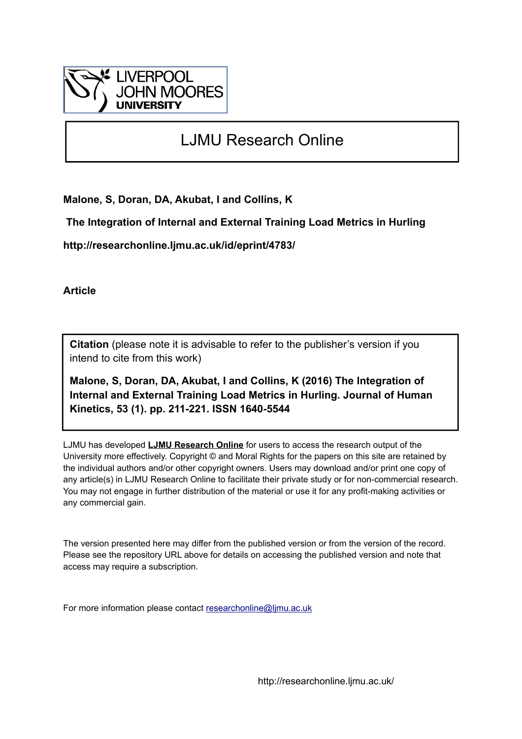LIVERPOOL JOHN MOORES UNIVERSITY

# LJMU Research Online

**Malone, S, Doran, DA, Akubat, I and Collins, K**

**The Integration of Internal and External Training Load Metrics in Hurling**

**http://researchonline.ljmu.ac.uk/id/eprint/4783/**

**Article**

**Citation** (please note it is advisable to refer to the publisher's version if you intend to cite from this work)

**Malone, S, Doran, DA, Akubat, I and Collins, K (2016) The Integration of Internal and External Training Load Metrics in Hurling. Journal of Human Kinetics, 53 (1). pp. 211-221. ISSN 1640-5544**

LJMU has developed **LJMU Research Online** for users to access the research output of the University more effectively. Copyright © and Moral Rights for the papers on this site are retained by the individual authors and/or other copyright owners. Users may download and/or print one copy of any article(s) in LJMU Research Online to facilitate their private study or for non-commercial research. You may not engage in further distribution of the material or use it for any profit-making activities or any commercial gain.

The version presented here may differ from the published version or from the version of the record. Please see the repository URL above for details on accessing the published version and note that access may require a subscription.

For more information please contact researchonline@ljmu.ac.uk

http://researchonline.ljmu.ac.uk/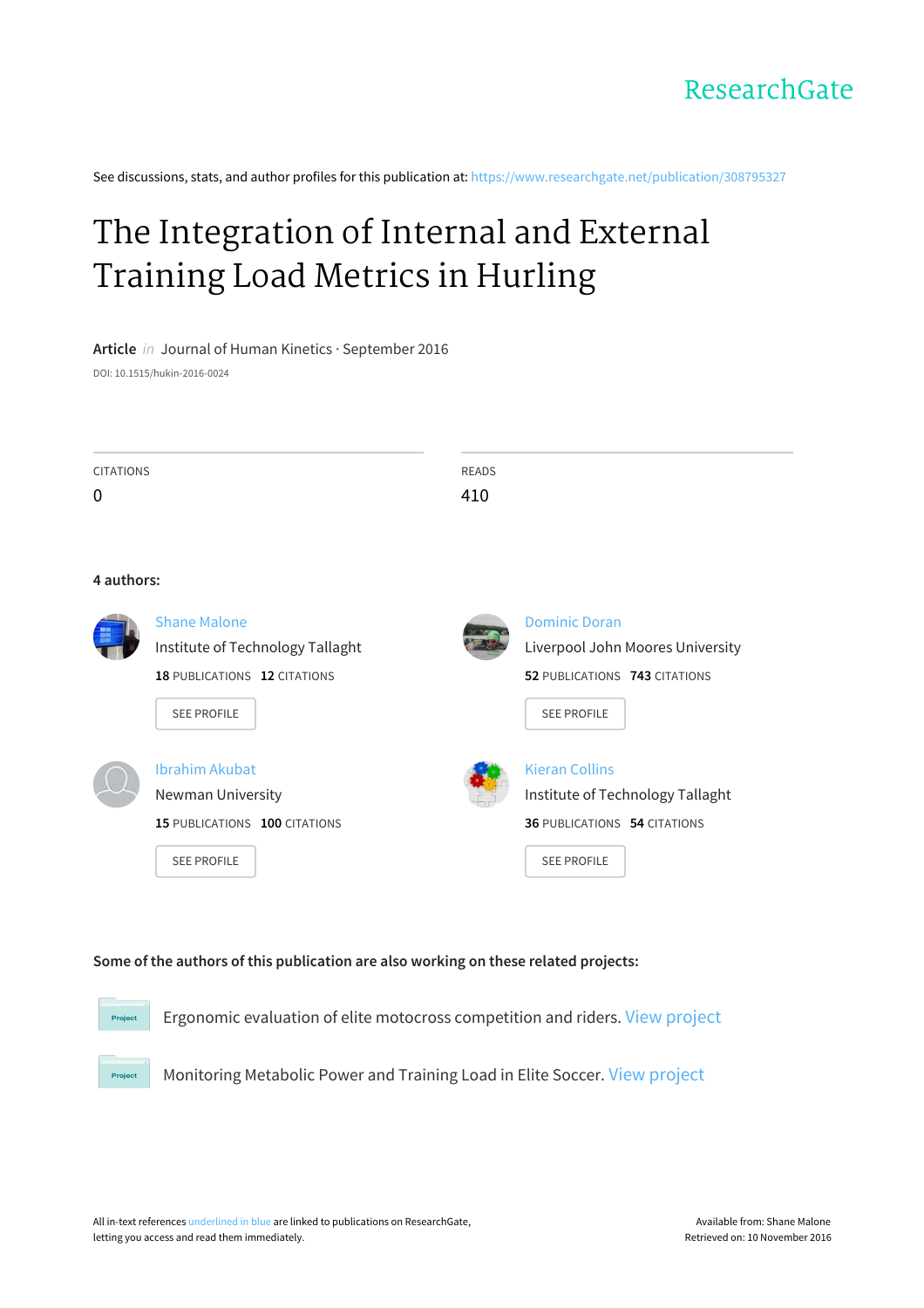ResearchGate

See discussions, stats, and author profiles for this publication at: https://www.researchgate.net/publication/308795327

# The Integration of Internal and External Training Load Metrics in Hurling

**Article** *in* Journal of Human Kinetics · September 2016

DOI: 10.1515/hukin-2016-0024

| CITATIONS | READS |
|---|---|
| 0 | 410 |

**4 authors:**

**Shane Malone**
Institute of Technology Tallaght
**18** PUBLICATIONS **12** CITATIONS
SEE PROFILE

**Dominic Doran**
Liverpool John Moores University
**52** PUBLICATIONS **743** CITATIONS
SEE PROFILE

**Ibrahim Akubat**
Newman University
**15** PUBLICATIONS **100** CITATIONS
SEE PROFILE

**Kieran Collins**
Institute of Technology Tallaght
**36** PUBLICATIONS **54** CITATIONS
SEE PROFILE

**Some of the authors of this publication are also working on these related projects:**

Project: Ergonomic evaluation of elite motocross competition and riders. View project

Project: Monitoring Metabolic Power and Training Load in Elite Soccer. View project

All in-text references underlined in blue are linked to publications on ResearchGate, letting you access and read them immediately.

Available from: Shane Malone
Retrieved on: 10 November 2016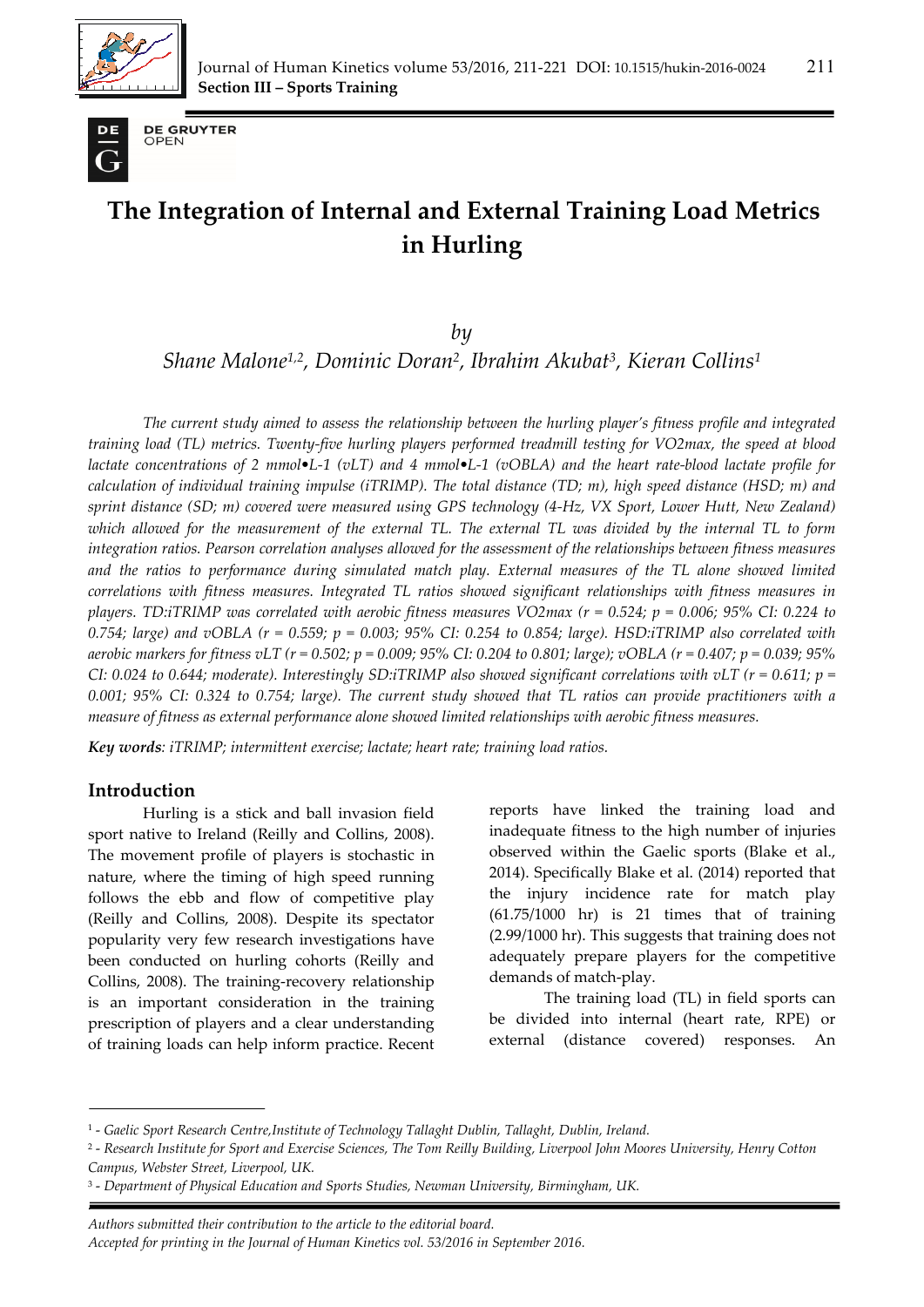# The Integration of Internal and External Training Load Metrics in Hurling

*by*

*Shane Malone*[1,2], *Dominic Doran*[2], *Ibrahim Akubat*[3], *Kieran Collins*[1]

*The current study aimed to assess the relationship between the hurling player's fitness profile and integrated training load (TL) metrics. Twenty-five hurling players performed treadmill testing for VO2max, the speed at blood lactate concentrations of 2 mmol•L-1 (vLT) and 4 mmol•L-1 (vOBLA) and the heart rate-blood lactate profile for calculation of individual training impulse (iTRIMP). The total distance (TD; m), high speed distance (HSD; m) and sprint distance (SD; m) covered were measured using GPS technology (4-Hz, VX Sport, Lower Hutt, New Zealand) which allowed for the measurement of the external TL. The external TL was divided by the internal TL to form integration ratios. Pearson correlation analyses allowed for the assessment of the relationships between fitness measures and the ratios to performance during simulated match play. External measures of the TL alone showed limited correlations with fitness measures. Integrated TL ratios showed significant relationships with fitness measures in players. TD:iTRIMP was correlated with aerobic fitness measures VO2max (r = 0.524; p = 0.006; 95% CI: 0.224 to 0.754; large) and vOBLA (r = 0.559; p = 0.003; 95% CI: 0.254 to 0.854; large). HSD:iTRIMP also correlated with aerobic markers for fitness vLT (r = 0.502; p = 0.009; 95% CI: 0.204 to 0.801; large); vOBLA (r = 0.407; p = 0.039; 95% CI: 0.024 to 0.644; moderate). Interestingly SD:iTRIMP also showed significant correlations with vLT (r = 0.611; p = 0.001; 95% CI: 0.324 to 0.754; large). The current study showed that TL ratios can provide practitioners with a measure of fitness as external performance alone showed limited relationships with aerobic fitness measures.*

***Key words**: iTRIMP; intermittent exercise; lactate; heart rate; training load ratios.*

## Introduction

Hurling is a stick and ball invasion field sport native to Ireland (Reilly and Collins, 2008). The movement profile of players is stochastic in nature, where the timing of high speed running follows the ebb and flow of competitive play (Reilly and Collins, 2008). Despite its spectator popularity very few research investigations have been conducted on hurling cohorts (Reilly and Collins, 2008). The training-recovery relationship is an important consideration in the training prescription of players and a clear understanding of training loads can help inform practice. Recent reports have linked the training load and inadequate fitness to the high number of injuries observed within the Gaelic sports (Blake et al., 2014). Specifically Blake et al. (2014) reported that the injury incidence rate for match play (61.75/1000 hr) is 21 times that of training (2.99/1000 hr). This suggests that training does not adequately prepare players for the competitive demands of match-play.

The training load (TL) in field sports can be divided into internal (heart rate, RPE) or external (distance covered) responses. An

---

[1] - *Gaelic Sport Research Centre,Institute of Technology Tallaght Dublin, Tallaght, Dublin, Ireland.*
[2] - *Research Institute for Sport and Exercise Sciences, The Tom Reilly Building, Liverpool John Moores University, Henry Cotton Campus, Webster Street, Liverpool, UK.*
[3] - *Department of Physical Education and Sports Studies, Newman University, Birmingham, UK.*

*Authors submitted their contribution to the article to the editorial board.*
*Accepted for printing in the Journal of Human Kinetics vol. 53/2016 in September 2016.*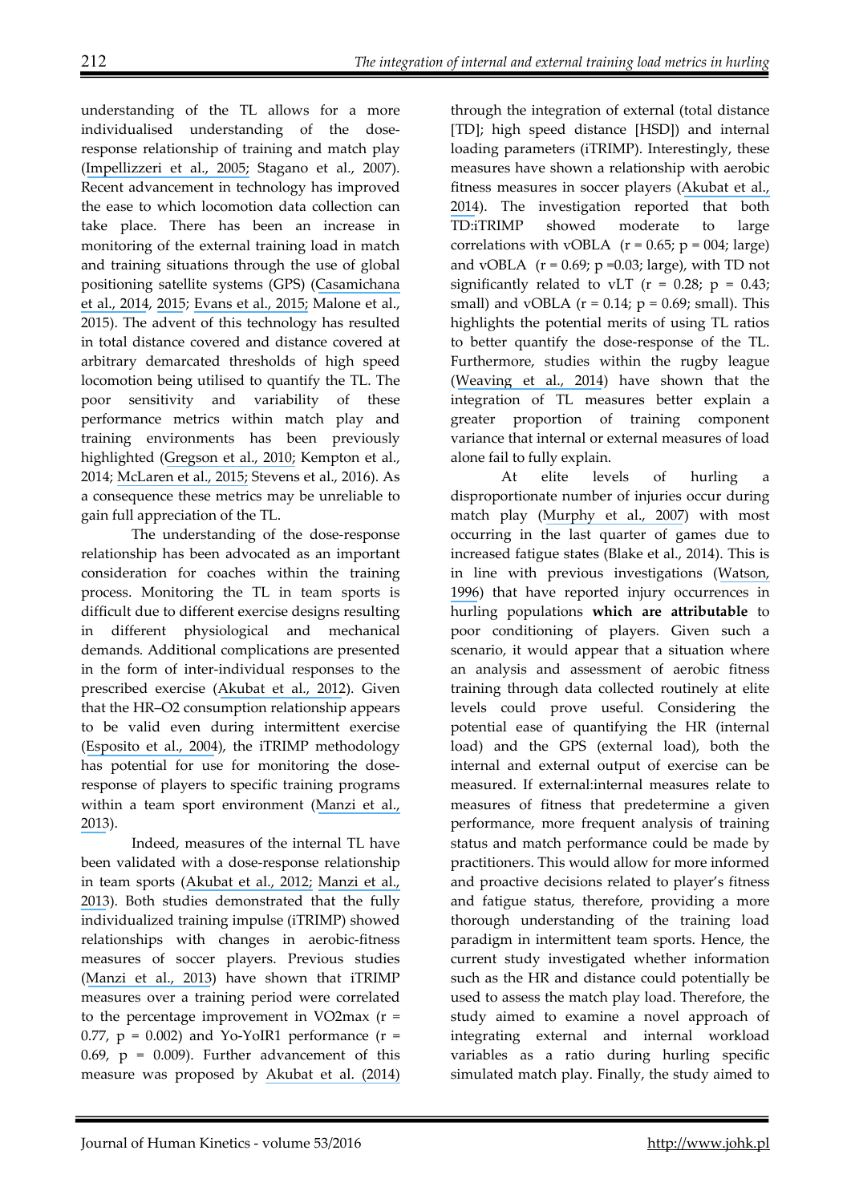understanding of the TL allows for a more individualised understanding of the dose-response relationship of training and match play (Impellizzeri et al., 2005; Stagano et al., 2007). Recent advancement in technology has improved the ease to which locomotion data collection can take place. There has been an increase in monitoring of the external training load in match and training situations through the use of global positioning satellite systems (GPS) (Casamichana et al., 2014, 2015; Evans et al., 2015; Malone et al., 2015). The advent of this technology has resulted in total distance covered and distance covered at arbitrary demarcated thresholds of high speed locomotion being utilised to quantify the TL. The poor sensitivity and variability of these performance metrics within match play and training environments has been previously highlighted (Gregson et al., 2010; Kempton et al., 2014; McLaren et al., 2015; Stevens et al., 2016). As a consequence these metrics may be unreliable to gain full appreciation of the TL.

The understanding of the dose-response relationship has been advocated as an important consideration for coaches within the training process. Monitoring the TL in team sports is difficult due to different exercise designs resulting in different physiological and mechanical demands. Additional complications are presented in the form of inter-individual responses to the prescribed exercise (Akubat et al., 2012). Given that the HR–O2 consumption relationship appears to be valid even during intermittent exercise (Esposito et al., 2004), the iTRIMP methodology has potential for use for monitoring the dose-response of players to specific training programs within a team sport environment (Manzi et al., 2013).

Indeed, measures of the internal TL have been validated with a dose-response relationship in team sports (Akubat et al., 2012; Manzi et al., 2013). Both studies demonstrated that the fully individualized training impulse (iTRIMP) showed relationships with changes in aerobic-fitness measures of soccer players. Previous studies (Manzi et al., 2013) have shown that iTRIMP measures over a training period were correlated to the percentage improvement in VO2max ($r$ = 0.77, $p$ = 0.002) and Yo-YoIR1 performance ($r$ = 0.69, $p$ = 0.009). Further advancement of this measure was proposed by Akubat et al. (2014) through the integration of external (total distance [TD]; high speed distance [HSD]) and internal loading parameters (iTRIMP). Interestingly, these measures have shown a relationship with aerobic fitness measures in soccer players (Akubat et al., 2014). The investigation reported that both TD:iTRIMP showed moderate to large correlations with vOBLA ($r$ = 0.65; $p$ = 004; large) and vOBLA ($r$ = 0.69; $p$ =0.03; large), with TD not significantly related to vLT ($r$ = 0.28; $p$ = 0.43; small) and vOBLA ($r$ = 0.14; $p$ = 0.69; small). This highlights the potential merits of using TL ratios to better quantify the dose-response of the TL. Furthermore, studies within the rugby league (Weaving et al., 2014) have shown that the integration of TL measures better explain a greater proportion of training component variance that internal or external measures of load alone fail to fully explain.

At elite levels of hurling a disproportionate number of injuries occur during match play (Murphy et al., 2007) with most occurring in the last quarter of games due to increased fatigue states (Blake et al., 2014). This is in line with previous investigations (Watson, 1996) that have reported injury occurrences in hurling populations **which are attributable** to poor conditioning of players. Given such a scenario, it would appear that a situation where an analysis and assessment of aerobic fitness training through data collected routinely at elite levels could prove useful. Considering the potential ease of quantifying the HR (internal load) and the GPS (external load), both the internal and external output of exercise can be measured. If external:internal measures relate to measures of fitness that predetermine a given performance, more frequent analysis of training status and match performance could be made by practitioners. This would allow for more informed and proactive decisions related to player's fitness and fatigue status, therefore, providing a more thorough understanding of the training load paradigm in intermittent team sports. Hence, the current study investigated whether information such as the HR and distance could potentially be used to assess the match play load. Therefore, the study aimed to examine a novel approach of integrating external and internal workload variables as a ratio during hurling specific simulated match play. Finally, the study aimed to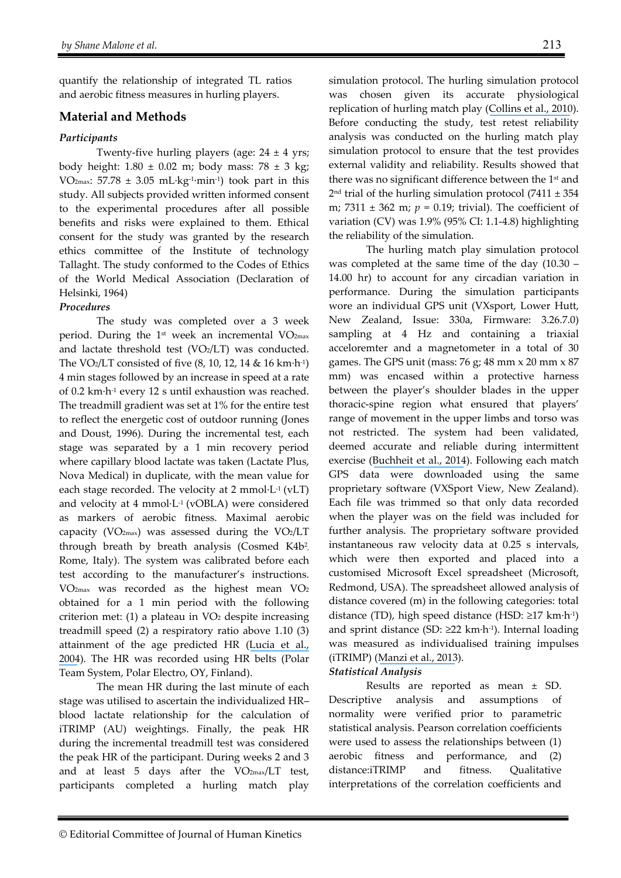quantify the relationship of integrated TL ratios and aerobic fitness measures in hurling players.

## Material and Methods

### *Participants*

Twenty-five hurling players (age: 24 ± 4 yrs; body height: 1.80 ± 0.02 m; body mass: 78 ± 3 kg; $VO_{2max}$: 57.78 ± 3.05 mL·kg$^{-1}$·min$^{-1}$) took part in this study. All subjects provided written informed consent to the experimental procedures after all possible benefits and risks were explained to them. Ethical consent for the study was granted by the research ethics committee of the Institute of technology Tallaght. The study conformed to the Codes of Ethics of the World Medical Association (Declaration of Helsinki, 1964)

### *Procedures*

The study was completed over a 3 week period. During the 1st week an incremental $VO_{2max}$ and lactate threshold test ($VO_2$/LT) was conducted. The $VO_2$/LT consisted of five (8, 10, 12, 14 & 16 km·h$^{-1}$) 4 min stages followed by an increase in speed at a rate of 0.2 km·h$^{-1}$ every 12 s until exhaustion was reached. The treadmill gradient was set at 1% for the entire test to reflect the energetic cost of outdoor running (Jones and Doust, 1996). During the incremental test, each stage was separated by a 1 min recovery period where capillary blood lactate was taken (Lactate Plus, Nova Medical) in duplicate, with the mean value for each stage recorded. The velocity at 2 mmol·L$^{-1}$ (vLT) and velocity at 4 mmol·L$^{-1}$ (vOBLA) were considered as markers of aerobic fitness. Maximal aerobic capacity ($VO_{2max}$) was assessed during the $VO_2$/LT through breath by breath analysis (Cosmed K4b$^2$, Rome, Italy). The system was calibrated before each test according to the manufacturer's instructions. $VO_{2max}$ was recorded as the highest mean $VO_2$ obtained for a 1 min period with the following criterion met: (1) a plateau in $VO_2$ despite increasing treadmill speed (2) a respiratory ratio above 1.10 (3) attainment of the age predicted HR (Lucia et al., 2004). The HR was recorded using HR belts (Polar Team System, Polar Electro, OY, Finland).

The mean HR during the last minute of each stage was utilised to ascertain the individualized HR–blood lactate relationship for the calculation of iTRIMP (AU) weightings. Finally, the peak HR during the incremental treadmill test was considered the peak HR of the participant. During weeks 2 and 3 and at least 5 days after the $VO_{2max}$/LT test, participants completed a hurling match play simulation protocol. The hurling simulation protocol was chosen given its accurate physiological replication of hurling match play (Collins et al., 2010). Before conducting the study, test retest reliability analysis was conducted on the hurling match play simulation protocol to ensure that the test provides external validity and reliability. Results showed that there was no significant difference between the 1st and 2nd trial of the hurling simulation protocol (7411 ± 354 m; 7311 ± 362 m; $p$ = 0.19; trivial). The coefficient of variation (CV) was 1.9% (95% CI: 1.1-4.8) highlighting the reliability of the simulation.

The hurling match play simulation protocol was completed at the same time of the day (10.30 – 14.00 hr) to account for any circadian variation in performance. During the simulation participants wore an individual GPS unit (VXsport, Lower Hutt, New Zealand, Issue: 330a, Firmware: 3.26.7.0) sampling at 4 Hz and containing a triaxial acceloremter and a magnetometer in a total of 30 games. The GPS unit (mass: 76 g; 48 mm x 20 mm x 87 mm) was encased within a protective harness between the player's shoulder blades in the upper thoracic-spine region what ensured that players' range of movement in the upper limbs and torso was not restricted. The system had been validated, deemed accurate and reliable during intermittent exercise (Buchheit et al., 2014). Following each match GPS data were downloaded using the same proprietary software (VXSport View, New Zealand). Each file was trimmed so that only data recorded when the player was on the field was included for further analysis. The proprietary software provided instantaneous raw velocity data at 0.25 s intervals, which were then exported and placed into a customised Microsoft Excel spreadsheet (Microsoft, Redmond, USA). The spreadsheet allowed analysis of distance covered (m) in the following categories: total distance (TD), high speed distance (HSD: ≥17 km·h$^{-1}$) and sprint distance (SD: ≥22 km·h$^{-1}$). Internal loading was measured as individualised training impulses (iTRIMP) (Manzi et al., 2013).

### *Statistical Analysis*

Results are reported as mean ± SD. Descriptive analysis and assumptions of normality were verified prior to parametric statistical analysis. Pearson correlation coefficients were used to assess the relationships between (1) aerobic fitness and performance, and (2) distance:iTRIMP and fitness. Qualitative interpretations of the correlation coefficients and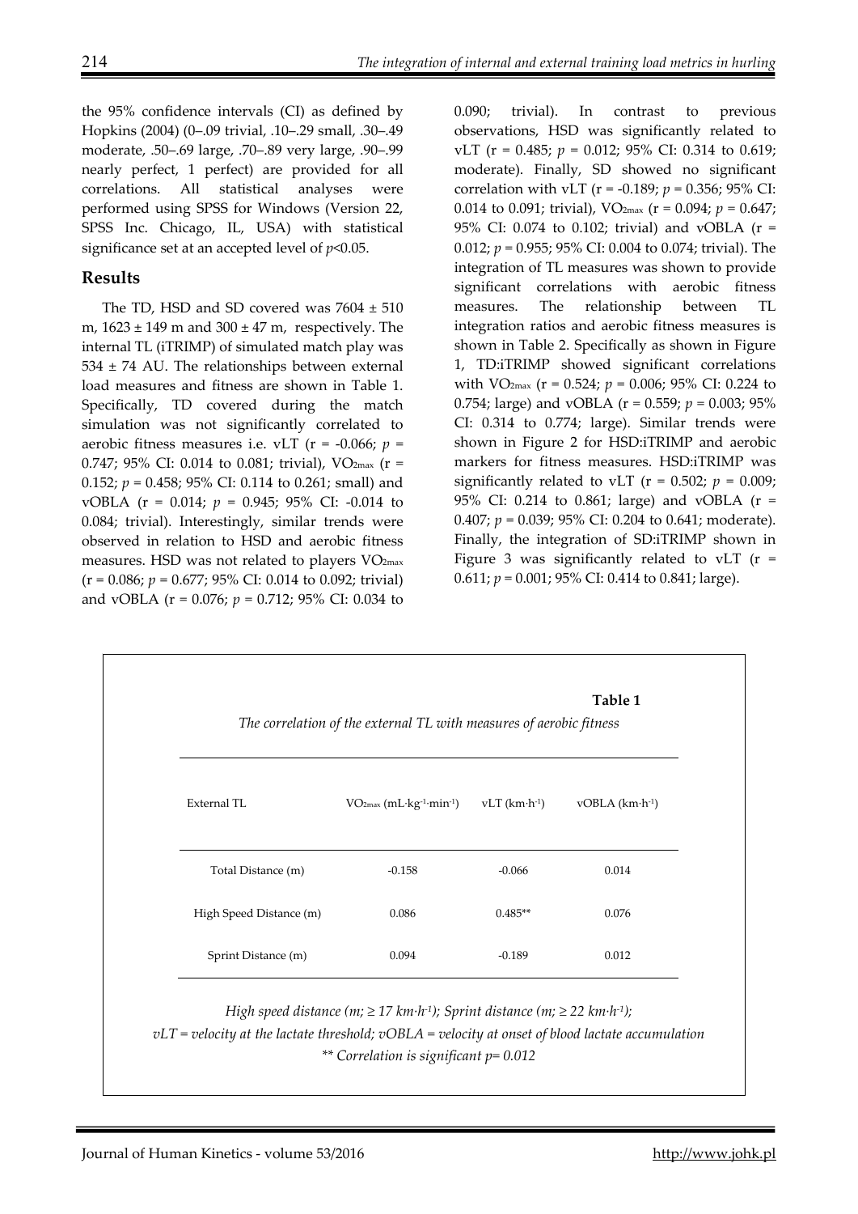the 95% confidence intervals (CI) as defined by Hopkins (2004) (0–.09 trivial, .10–.29 small, .30–.49 moderate, .50–.69 large, .70–.89 very large, .90–.99 nearly perfect, 1 perfect) are provided for all correlations. All statistical analyses were performed using SPSS for Windows (Version 22, SPSS Inc. Chicago, IL, USA) with statistical significance set at an accepted level of $p<0.05$.

## Results

The TD, HSD and SD covered was 7604 ± 510 m, 1623 ± 149 m and 300 ± 47 m, respectively. The internal TL (iTRIMP) of simulated match play was 534 ± 74 AU. The relationships between external load measures and fitness are shown in Table 1. Specifically, TD covered during the match simulation was not significantly correlated to aerobic fitness measures i.e. vLT (r = -0.066; $p$ = 0.747; 95% CI: 0.014 to 0.081; trivial), $VO_{2max}$ (r = 0.152; $p$ = 0.458; 95% CI: 0.114 to 0.261; small) and vOBLA (r = 0.014; $p$ = 0.945; 95% CI: -0.014 to 0.084; trivial). Interestingly, similar trends were observed in relation to HSD and aerobic fitness measures. HSD was not related to players $VO_{2max}$ (r = 0.086; $p$ = 0.677; 95% CI: 0.014 to 0.092; trivial) and vOBLA (r = 0.076; $p$ = 0.712; 95% CI: 0.034 to 0.090; trivial). In contrast to previous observations, HSD was significantly related to vLT (r = 0.485; $p$ = 0.012; 95% CI: 0.314 to 0.619; moderate). Finally, SD showed no significant correlation with vLT (r = -0.189; $p$ = 0.356; 95% CI: 0.014 to 0.091; trivial), $VO_{2max}$ (r = 0.094; $p$ = 0.647; 95% CI: 0.074 to 0.102; trivial) and vOBLA (r = 0.012; $p$ = 0.955; 95% CI: 0.004 to 0.074; trivial). The integration of TL measures was shown to provide significant correlations with aerobic fitness measures. The relationship between TL integration ratios and aerobic fitness measures is shown in Table 2. Specifically as shown in Figure 1, TD:iTRIMP showed significant correlations with $VO_{2max}$ (r = 0.524; $p$ = 0.006; 95% CI: 0.224 to 0.754; large) and vOBLA (r = 0.559; $p$ = 0.003; 95% CI: 0.314 to 0.774; large). Similar trends were shown in Figure 2 for HSD:iTRIMP and aerobic markers for fitness measures. HSD:iTRIMP was significantly related to vLT (r = 0.502; $p$ = 0.009; 95% CI: 0.214 to 0.861; large) and vOBLA (r = 0.407; $p$ = 0.039; 95% CI: 0.204 to 0.641; moderate). Finally, the integration of SD:iTRIMP shown in Figure 3 was significantly related to vLT (r = 0.611; $p$ = 0.001; 95% CI: 0.414 to 0.841; large).

**Table 1**

*The correlation of the external TL with measures of aerobic fitness*

| External TL | $VO_{2max}$ (mL·kg$^{-1}$·min$^{-1}$) | vLT (km·h$^{-1}$) | vOBLA (km·h$^{-1}$) |
|---|---|---|---|
| Total Distance (m) | -0.158 | -0.066 | 0.014 |
| High Speed Distance (m) | 0.086 | 0.485** | 0.076 |
| Sprint Distance (m) | 0.094 | -0.189 | 0.012 |

*High speed distance (m; ≥ 17 km·h$^{-1}$); Sprint distance (m; ≥ 22 km·h$^{-1}$);*
*vLT = velocity at the lactate threshold; vOBLA = velocity at onset of blood lactate accumulation*
*** Correlation is significant p= 0.012*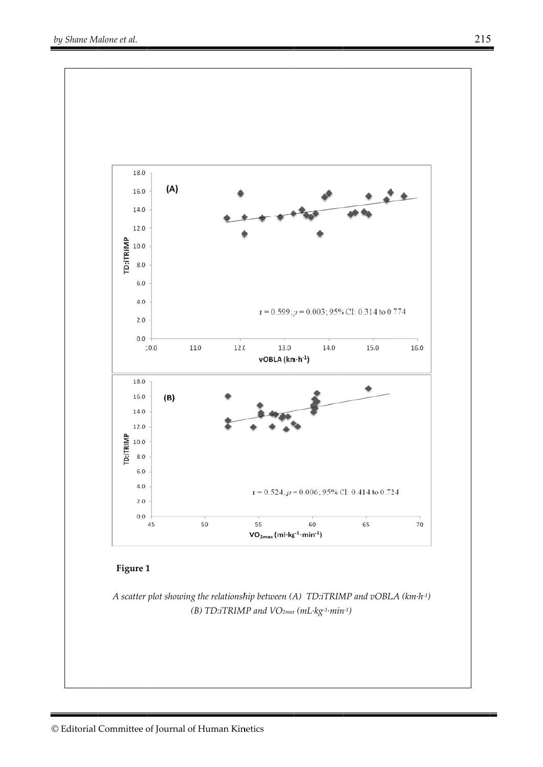**Figure 1**

*A scatter plot showing the relationship between (A) TD:iTRIMP and vOBLA (km·h$^{-1}$) (B) TD:iTRIMP and $VO_{2max}$ (mL·kg$^{-1}$·min$^{-1}$)*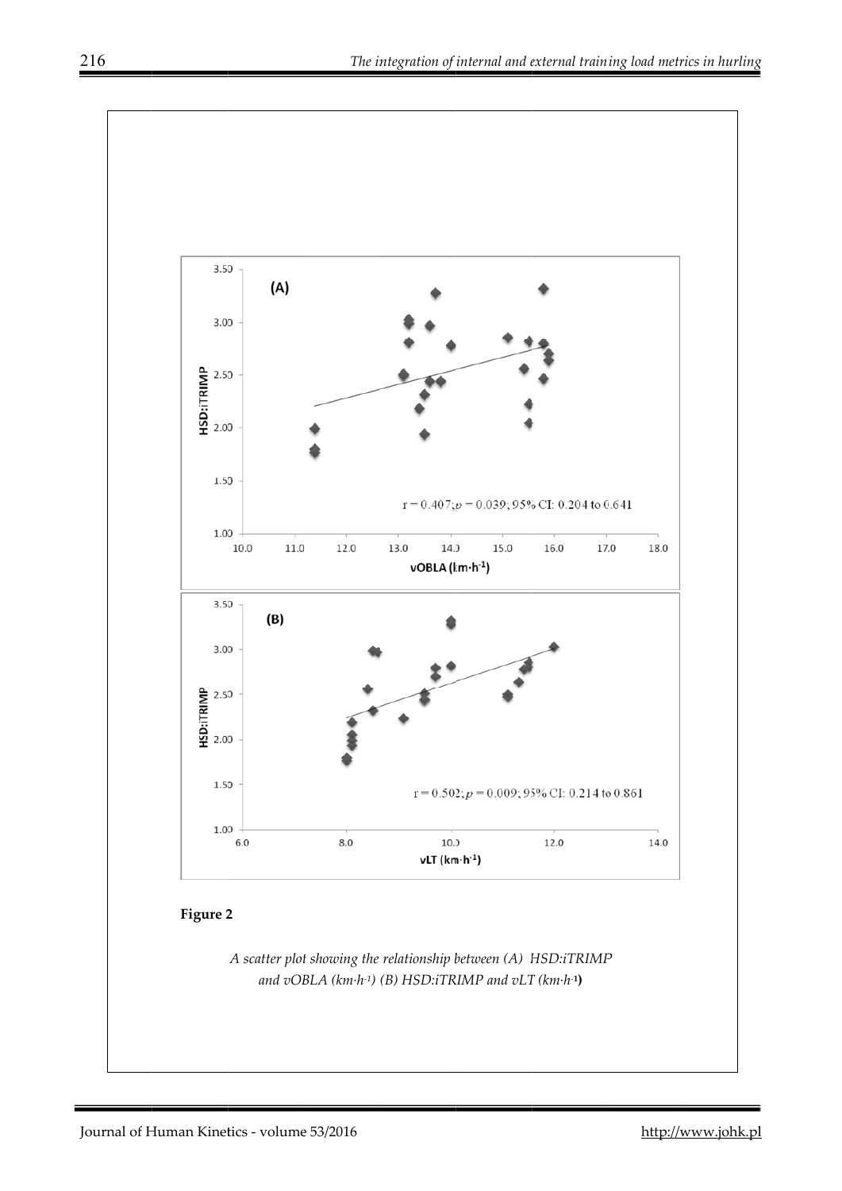**Figure 2**

*A scatter plot showing the relationship between (A) HSD:iTRIMP and vOBLA (km·h⁻¹) (B) HSD:iTRIMP and vLT (km·h⁻¹)*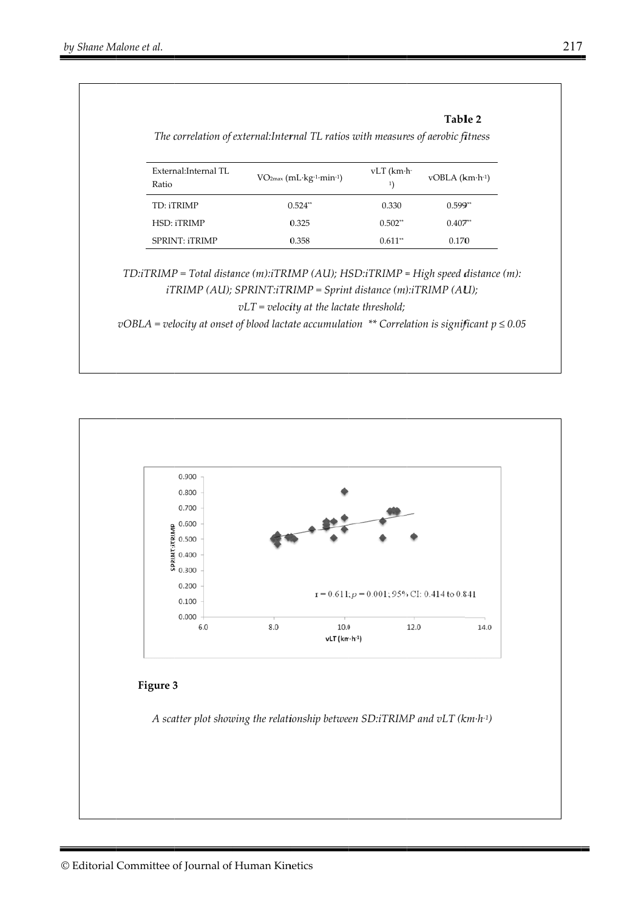**Table 2**

*The correlation of external:Internal TL ratios with measures of aerobic fitness*

| External:Internal TL Ratio | $VO_{2max}$ (mL·kg$^{-1}$·min$^{-1}$) | vLT (km·h$^{-1}$) | vOBLA (km·h$^{-1}$) |
|---|---|---|---|
| TD: iTRIMP | 0.524** | 0.330 | 0.599** |
| HSD: iTRIMP | 0.325 | 0.502** | 0.407** |
| SPRINT: iTRIMP | 0.358 | 0.611** | 0.170 |

*TD:iTRIMP = Total distance (m):iTRIMP (AU); HSD:iTRIMP = High speed distance (m): iTRIMP (AU); SPRINT:iTRIMP = Sprint distance (m):iTRIMP (AU); vLT = velocity at the lactate threshold; vOBLA = velocity at onset of blood lactate accumulation ** Correlation is significant $p \leq 0.05$*

**Figure 3**

*A scatter plot showing the relationship between SD:iTRIMP and vLT (km·h$^{-1}$)*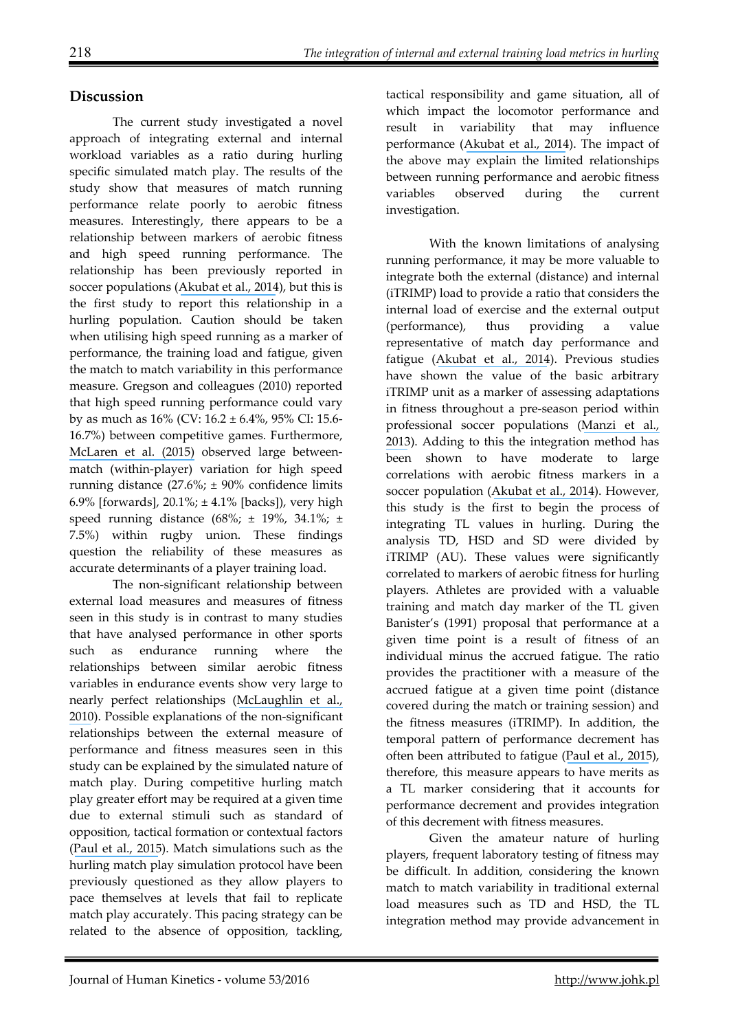## Discussion

The current study investigated a novel approach of integrating external and internal workload variables as a ratio during hurling specific simulated match play. The results of the study show that measures of match running performance relate poorly to aerobic fitness measures. Interestingly, there appears to be a relationship between markers of aerobic fitness and high speed running performance. The relationship has been previously reported in soccer populations (Akubat et al., 2014), but this is the first study to report this relationship in a hurling population. Caution should be taken when utilising high speed running as a marker of performance, the training load and fatigue, given the match to match variability in this performance measure. Gregson and colleagues (2010) reported that high speed running performance could vary by as much as 16% (CV: 16.2 ± 6.4%, 95% CI: 15.6-16.7%) between competitive games. Furthermore, McLaren et al. (2015) observed large between-match (within-player) variation for high speed running distance (27.6%; ± 90% confidence limits 6.9% [forwards], 20.1%; ± 4.1% [backs]), very high speed running distance (68%; ± 19%, 34.1%; ± 7.5%) within rugby union. These findings question the reliability of these measures as accurate determinants of a player training load.

The non-significant relationship between external load measures and measures of fitness seen in this study is in contrast to many studies that have analysed performance in other sports such as endurance running where the relationships between similar aerobic fitness variables in endurance events show very large to nearly perfect relationships (McLaughlin et al., 2010). Possible explanations of the non-significant relationships between the external measure of performance and fitness measures seen in this study can be explained by the simulated nature of match play. During competitive hurling match play greater effort may be required at a given time due to external stimuli such as standard of opposition, tactical formation or contextual factors (Paul et al., 2015). Match simulations such as the hurling match play simulation protocol have been previously questioned as they allow players to pace themselves at levels that fail to replicate match play accurately. This pacing strategy can be related to the absence of opposition, tackling, tactical responsibility and game situation, all of which impact the locomotor performance and result in variability that may influence performance (Akubat et al., 2014). The impact of the above may explain the limited relationships between running performance and aerobic fitness variables observed during the current investigation.

With the known limitations of analysing running performance, it may be more valuable to integrate both the external (distance) and internal (iTRIMP) load to provide a ratio that considers the internal load of exercise and the external output (performance), thus providing a value representative of match day performance and fatigue (Akubat et al., 2014). Previous studies have shown the value of the basic arbitrary iTRIMP unit as a marker of assessing adaptations in fitness throughout a pre-season period within professional soccer populations (Manzi et al., 2013). Adding to this the integration method has been shown to have moderate to large correlations with aerobic fitness markers in a soccer population (Akubat et al., 2014). However, this study is the first to begin the process of integrating TL values in hurling. During the analysis TD, HSD and SD were divided by iTRIMP (AU). These values were significantly correlated to markers of aerobic fitness for hurling players. Athletes are provided with a valuable training and match day marker of the TL given Banister's (1991) proposal that performance at a given time point is a result of fitness of an individual minus the accrued fatigue. The ratio provides the practitioner with a measure of the accrued fatigue at a given time point (distance covered during the match or training session) and the fitness measures (iTRIMP). In addition, the temporal pattern of performance decrement has often been attributed to fatigue (Paul et al., 2015), therefore, this measure appears to have merits as a TL marker considering that it accounts for performance decrement and provides integration of this decrement with fitness measures.

Given the amateur nature of hurling players, frequent laboratory testing of fitness may be difficult. In addition, considering the known match to match variability in traditional external load measures such as TD and HSD, the TL integration method may provide advancement in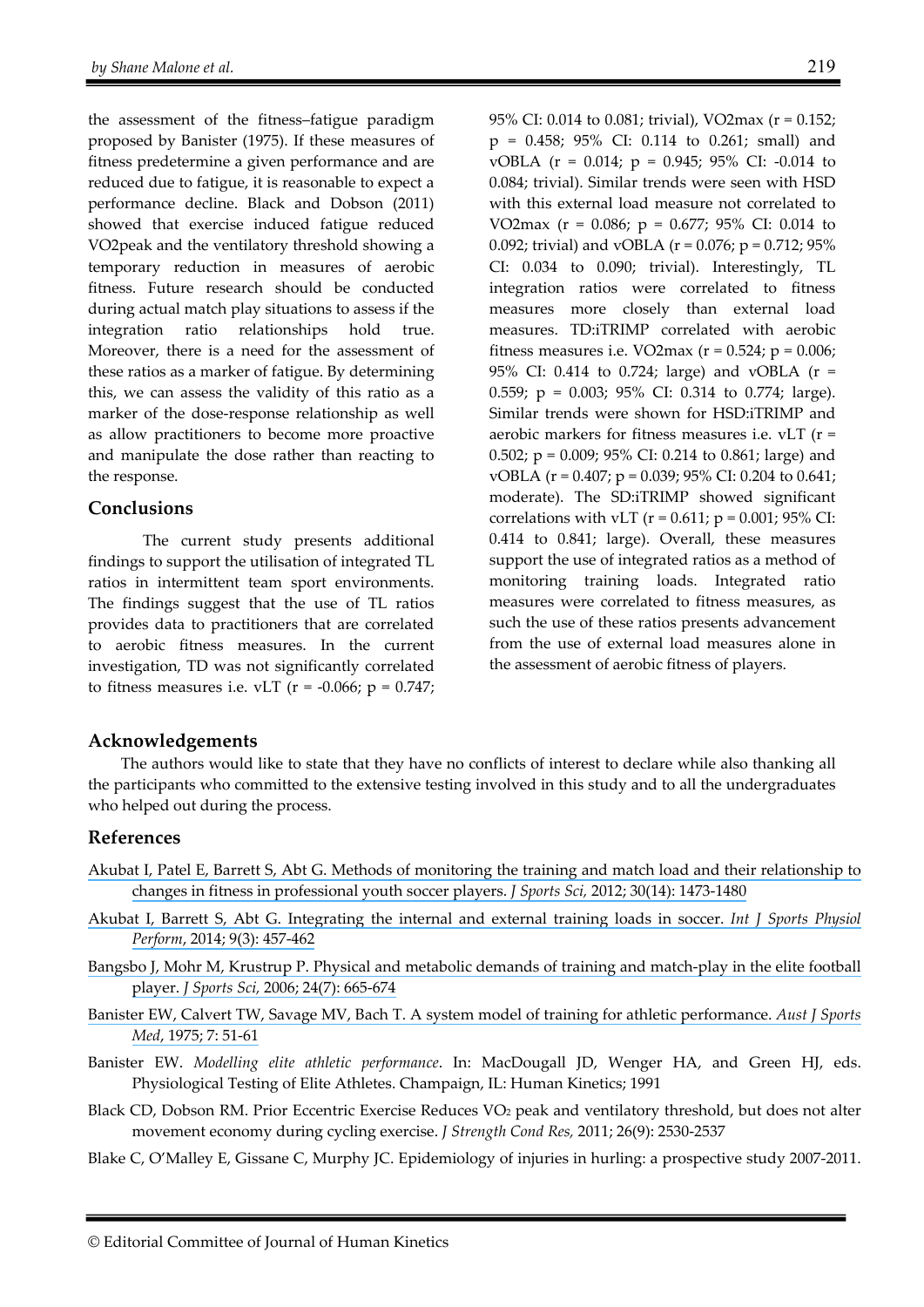the assessment of the fitness–fatigue paradigm proposed by Banister (1975). If these measures of fitness predetermine a given performance and are reduced due to fatigue, it is reasonable to expect a performance decline. Black and Dobson (2011) showed that exercise induced fatigue reduced VO2peak and the ventilatory threshold showing a temporary reduction in measures of aerobic fitness. Future research should be conducted during actual match play situations to assess if the integration ratio relationships hold true. Moreover, there is a need for the assessment of these ratios as a marker of fatigue. By determining this, we can assess the validity of this ratio as a marker of the dose-response relationship as well as allow practitioners to become more proactive and manipulate the dose rather than reacting to the response.

## Conclusions

The current study presents additional findings to support the utilisation of integrated TL ratios in intermittent team sport environments. The findings suggest that the use of TL ratios provides data to practitioners that are correlated to aerobic fitness measures. In the current investigation, TD was not significantly correlated to fitness measures i.e. vLT ($r = -0.066$; $p = 0.747$; 95% CI: 0.014 to 0.081; trivial), VO2max ($r = 0.152$; $p = 0.458$; 95% CI: 0.114 to 0.261; small) and vOBLA ($r = 0.014$; $p = 0.945$; 95% CI: -0.014 to 0.084; trivial). Similar trends were seen with HSD with this external load measure not correlated to VO2max ($r = 0.086$; $p = 0.677$; 95% CI: 0.014 to 0.092; trivial) and vOBLA ($r = 0.076$; $p = 0.712$; 95% CI: 0.034 to 0.090; trivial). Interestingly, TL integration ratios were correlated to fitness measures more closely than external load measures. TD:iTRIMP correlated with aerobic fitness measures i.e. VO2max ($r = 0.524$; $p = 0.006$; 95% CI: 0.414 to 0.724; large) and vOBLA ($r = 0.559$; $p = 0.003$; 95% CI: 0.314 to 0.774; large). Similar trends were shown for HSD:iTRIMP and aerobic markers for fitness measures i.e. vLT ($r = 0.502$; $p = 0.009$; 95% CI: 0.214 to 0.861; large) and vOBLA ($r = 0.407$; $p = 0.039$; 95% CI: 0.204 to 0.641; moderate). The SD:iTRIMP showed significant correlations with vLT ($r = 0.611$; $p = 0.001$; 95% CI: 0.414 to 0.841; large). Overall, these measures support the use of integrated ratios as a method of monitoring training loads. Integrated ratio measures were correlated to fitness measures, as such the use of these ratios presents advancement from the use of external load measures alone in the assessment of aerobic fitness of players.

## Acknowledgements

The authors would like to state that they have no conflicts of interest to declare while also thanking all the participants who committed to the extensive testing involved in this study and to all the undergraduates who helped out during the process.

## References

Akubat I, Patel E, Barrett S, Abt G. Methods of monitoring the training and match load and their relationship to changes in fitness in professional youth soccer players. *J Sports Sci*, 2012; 30(14): 1473-1480

Akubat I, Barrett S, Abt G. Integrating the internal and external training loads in soccer. *Int J Sports Physiol Perform*, 2014; 9(3): 457-462

Bangsbo J, Mohr M, Krustrup P. Physical and metabolic demands of training and match-play in the elite football player. *J Sports Sci*, 2006; 24(7): 665-674

Banister EW, Calvert TW, Savage MV, Bach T. A system model of training for athletic performance. *Aust J Sports Med*, 1975; 7: 51-61

Banister EW. *Modelling elite athletic performance*. In: MacDougall JD, Wenger HA, and Green HJ, eds. Physiological Testing of Elite Athletes. Champaign, IL: Human Kinetics; 1991

Black CD, Dobson RM. Prior Eccentric Exercise Reduces $VO_2$ peak and ventilatory threshold, but does not alter movement economy during cycling exercise. *J Strength Cond Res*, 2011; 26(9): 2530-2537

Blake C, O'Malley E, Gissane C, Murphy JC. Epidemiology of injuries in hurling: a prospective study 2007-2011.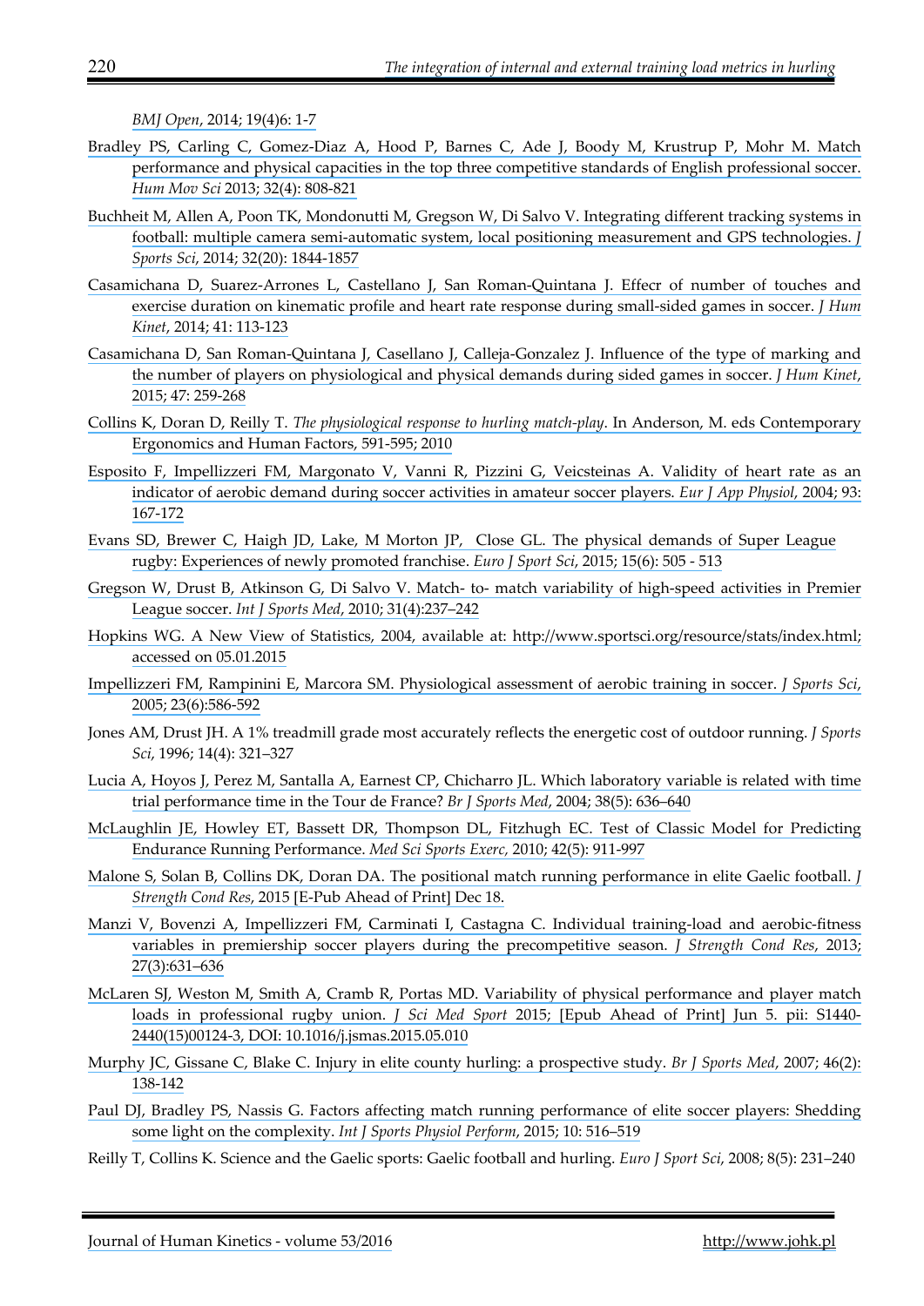*BMJ Open*, 2014; 19(4)6: 1-7

Bradley PS, Carling C, Gomez-Diaz A, Hood P, Barnes C, Ade J, Boody M, Krustrup P, Mohr M. Match performance and physical capacities in the top three competitive standards of English professional soccer. *Hum Mov Sci* 2013; 32(4): 808-821

Buchheit M, Allen A, Poon TK, Mondonutti M, Gregson W, Di Salvo V. Integrating different tracking systems in football: multiple camera semi-automatic system, local positioning measurement and GPS technologies. *J Sports Sci*, 2014; 32(20): 1844-1857

Casamichana D, Suarez-Arrones L, Castellano J, San Roman-Quintana J. Effecr of number of touches and exercise duration on kinematic profile and heart rate response during small-sided games in soccer. *J Hum Kinet*, 2014; 41: 113-123

Casamichana D, San Roman-Quintana J, Casellano J, Calleja-Gonzalez J. Influence of the type of marking and the number of players on physiological and physical demands during sided games in soccer. *J Hum Kinet*, 2015; 47: 259-268

Collins K, Doran D, Reilly T. *The physiological response to hurling match-play*. In Anderson, M. eds Contemporary Ergonomics and Human Factors, 591-595; 2010

Esposito F, Impellizzeri FM, Margonato V, Vanni R, Pizzini G, Veicsteinas A. Validity of heart rate as an indicator of aerobic demand during soccer activities in amateur soccer players. *Eur J App Physiol*, 2004; 93: 167-172

Evans SD, Brewer C, Haigh JD, Lake, M Morton JP, Close GL. The physical demands of Super League rugby: Experiences of newly promoted franchise. *Euro J Sport Sci*, 2015; 15(6): 505 - 513

Gregson W, Drust B, Atkinson G, Di Salvo V. Match- to- match variability of high-speed activities in Premier League soccer. *Int J Sports Med*, 2010; 31(4):237–242

Hopkins WG. A New View of Statistics, 2004, available at: http://www.sportsci.org/resource/stats/index.html; accessed on 05.01.2015

Impellizzeri FM, Rampinini E, Marcora SM. Physiological assessment of aerobic training in soccer. *J Sports Sci*, 2005; 23(6):586-592

Jones AM, Drust JH. A 1% treadmill grade most accurately reflects the energetic cost of outdoor running. *J Sports Sci*, 1996; 14(4): 321–327

Lucia A, Hoyos J, Perez M, Santalla A, Earnest CP, Chicharro JL. Which laboratory variable is related with time trial performance time in the Tour de France? *Br J Sports Med*, 2004; 38(5): 636–640

McLaughlin JE, Howley ET, Bassett DR, Thompson DL, Fitzhugh EC. Test of Classic Model for Predicting Endurance Running Performance. *Med Sci Sports Exerc,* 2010; 42(5): 911-997

Malone S, Solan B, Collins DK, Doran DA. The positional match running performance in elite Gaelic football. *J Strength Cond Res*, 2015 [E-Pub Ahead of Print] Dec 18.

Manzi V, Bovenzi A, Impellizzeri FM, Carminati I, Castagna C. Individual training-load and aerobic-fitness variables in premiership soccer players during the precompetitive season. *J Strength Cond Res*, 2013; 27(3):631–636

McLaren SJ, Weston M, Smith A, Cramb R, Portas MD. Variability of physical performance and player match loads in professional rugby union. *J Sci Med Sport* 2015; [Epub Ahead of Print] Jun 5. pii: S1440-2440(15)00124-3, DOI: 10.1016/j.jsmas.2015.05.010

Murphy JC, Gissane C, Blake C. Injury in elite county hurling: a prospective study. *Br J Sports Med*, 2007; 46(2): 138-142

Paul DJ, Bradley PS, Nassis G. Factors affecting match running performance of elite soccer players: Shedding some light on the complexity. *Int J Sports Physiol Perform*, 2015; 10: 516–519

Reilly T, Collins K. Science and the Gaelic sports: Gaelic football and hurling. *Euro J Sport Sci*, 2008; 8(5): 231–240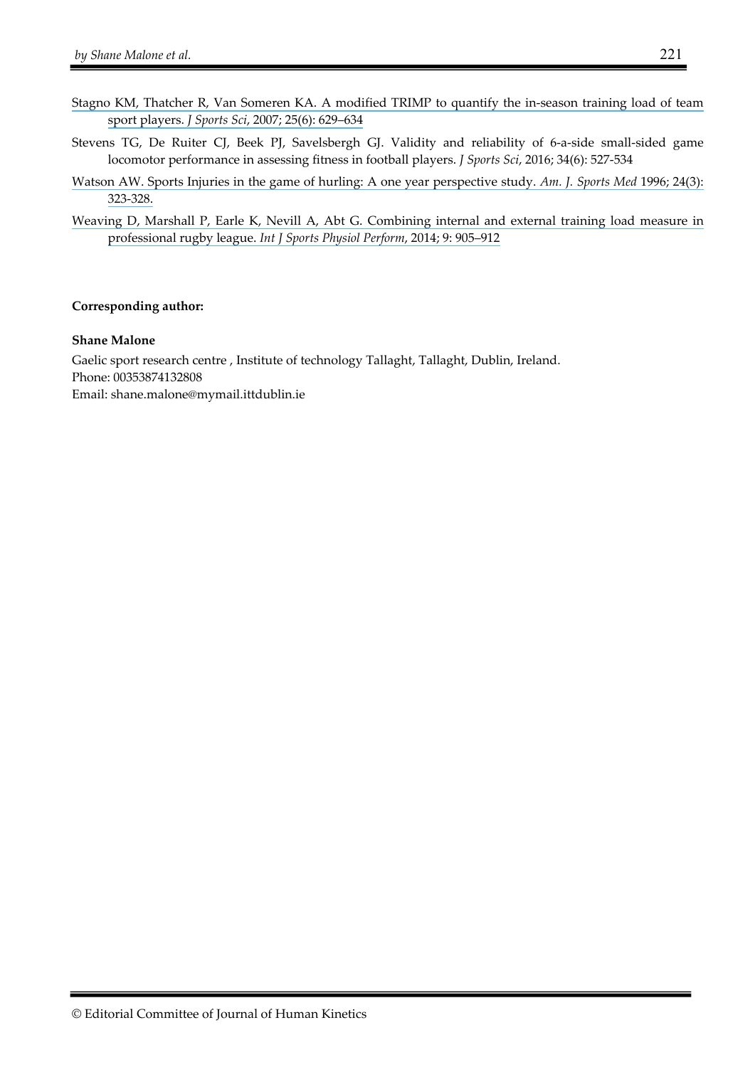Stagno KM, Thatcher R, Van Someren KA. A modified TRIMP to quantify the in-season training load of team sport players. *J Sports Sci*, 2007; 25(6): 629–634

Stevens TG, De Ruiter CJ, Beek PJ, Savelsbergh GJ. Validity and reliability of 6-a-side small-sided game locomotor performance in assessing fitness in football players. *J Sports Sci*, 2016; 34(6): 527-534

Watson AW. Sports Injuries in the game of hurling: A one year perspective study. *Am. J. Sports Med* 1996; 24(3): 323-328.

Weaving D, Marshall P, Earle K, Nevill A, Abt G. Combining internal and external training load measure in professional rugby league. *Int J Sports Physiol Perform*, 2014; 9: 905–912

**Corresponding author:**

**Shane Malone**

Gaelic sport research centre , Institute of technology Tallaght, Tallaght, Dublin, Ireland.
Phone: 00353874132808
Email: shane.malone@mymail.ittdublin.ie

© Editorial Committee of Journal of Human Kinetics